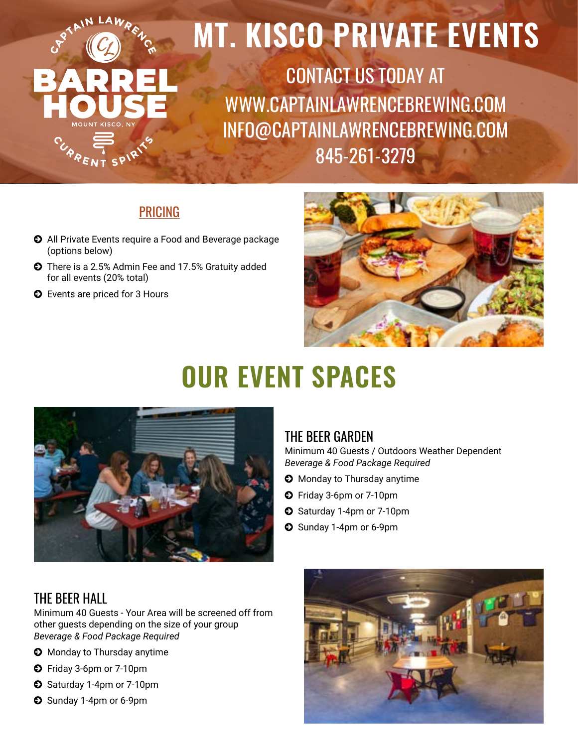# MT. KISCO PRIVATE EVENTS

CONTACT US TODAY AT
WWW.CAPTAINLAWRENCEBREWING.COM
INFO@CAPTAINLAWRENCEBREWING.COM
845-261-3279

## PRICING

- All Private Events require a Food and Beverage package (options below)
- There is a 2.5% Admin Fee and 17.5% Gratuity added for all events (20% total)
- Events are priced for 3 Hours

# OUR EVENT SPACES

### THE BEER GARDEN

Minimum 40 Guests / Outdoors Weather Dependent
*Beverage & Food Package Required*

- Monday to Thursday anytime
- Friday 3-6pm or 7-10pm
- Saturday 1-4pm or 7-10pm
- Sunday 1-4pm or 6-9pm

### THE BEER HALL

Minimum 40 Guests - Your Area will be screened off from other guests depending on the size of your group
*Beverage & Food Package Required*

- Monday to Thursday anytime
- Friday 3-6pm or 7-10pm
- Saturday 1-4pm or 7-10pm
- Sunday 1-4pm or 6-9pm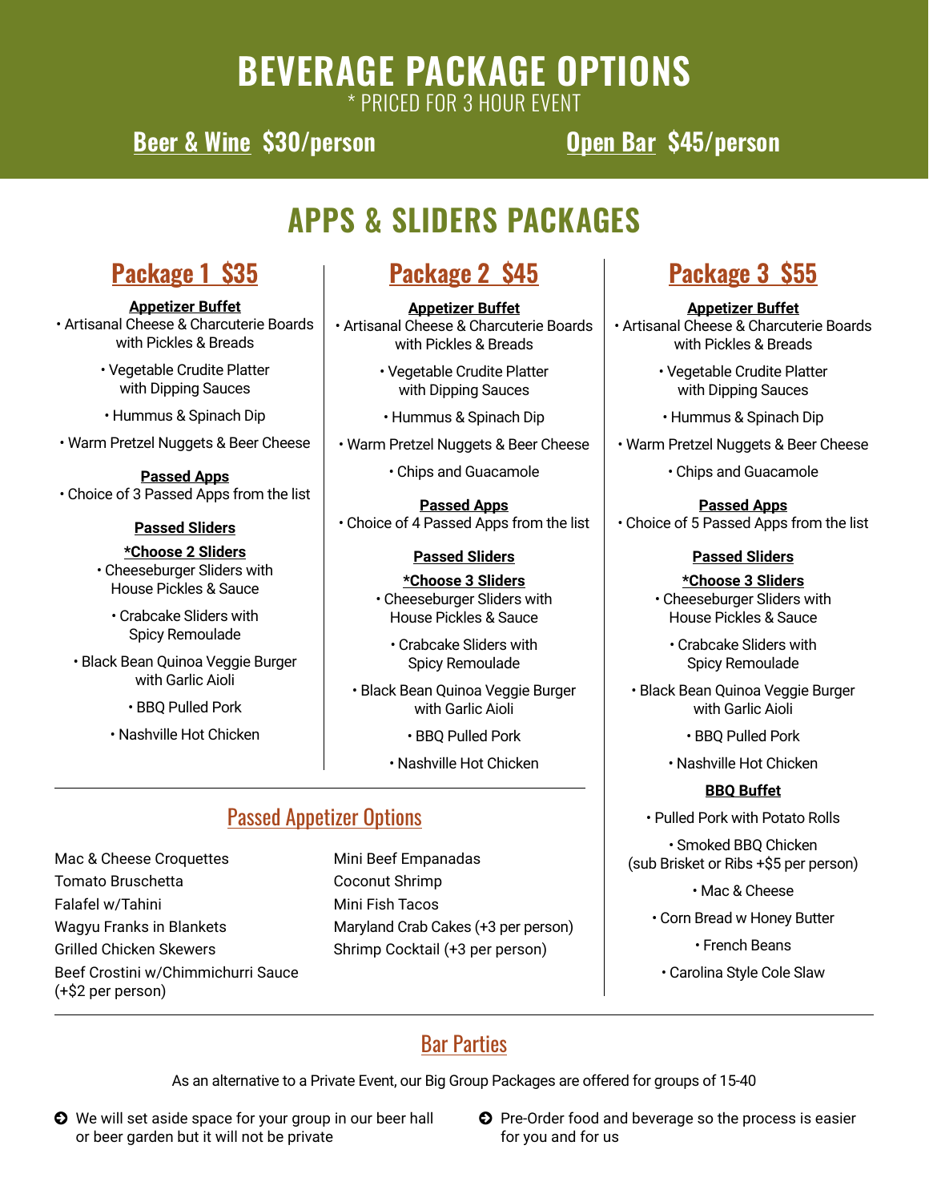# BEVERAGE PACKAGE OPTIONS

* PRICED FOR 3 HOUR EVENT

**Beer & Wine** $30/person

**Open Bar** $45/person

## APPS & SLIDERS PACKAGES

### Package 1 $35

**Appetizer Buffet**

- Artisanal Cheese & Charcuterie Boards with Pickles & Breads
- Vegetable Crudite Platter with Dipping Sauces
- Hummus & Spinach Dip
- Warm Pretzel Nuggets & Beer Cheese

**Passed Apps**

- Choice of 3 Passed Apps from the list

**Passed Sliders**

***Choose 2 Sliders**

- Cheeseburger Sliders with House Pickles & Sauce
- Crabcake Sliders with Spicy Remoulade
- Black Bean Quinoa Veggie Burger with Garlic Aioli
- BBQ Pulled Pork
- Nashville Hot Chicken

### Package 2 $45

**Appetizer Buffet**

- Artisanal Cheese & Charcuterie Boards with Pickles & Breads
- Vegetable Crudite Platter with Dipping Sauces
- Hummus & Spinach Dip
- Warm Pretzel Nuggets & Beer Cheese
- Chips and Guacamole

**Passed Apps**

- Choice of 4 Passed Apps from the list

**Passed Sliders**

***Choose 3 Sliders**

- Cheeseburger Sliders with House Pickles & Sauce
- Crabcake Sliders with Spicy Remoulade
- Black Bean Quinoa Veggie Burger with Garlic Aioli
- BBQ Pulled Pork
- Nashville Hot Chicken

### Package 3 $55

**Appetizer Buffet**

- Artisanal Cheese & Charcuterie Boards with Pickles & Breads
- Vegetable Crudite Platter with Dipping Sauces
- Hummus & Spinach Dip
- Warm Pretzel Nuggets & Beer Cheese
- Chips and Guacamole

**Passed Apps**

- Choice of 5 Passed Apps from the list

**Passed Sliders**

***Choose 3 Sliders**

- Cheeseburger Sliders with House Pickles & Sauce
- Crabcake Sliders with Spicy Remoulade
- Black Bean Quinoa Veggie Burger with Garlic Aioli
- BBQ Pulled Pork
- Nashville Hot Chicken

**BBQ Buffet**

- Pulled Pork with Potato Rolls
- Smoked BBQ Chicken (sub Brisket or Ribs +$5 per person)
- Mac & Cheese
- Corn Bread w Honey Butter
- French Beans
- Carolina Style Cole Slaw

### Passed Appetizer Options

Mac & Cheese Croquettes
Tomato Bruschetta
Falafel w/Tahini
Wagyu Franks in Blankets
Grilled Chicken Skewers
Beef Crostini w/Chimmichurri Sauce (+$2 per person)
Mini Beef Empanadas
Coconut Shrimp
Mini Fish Tacos
Maryland Crab Cakes (+3 per person)
Shrimp Cocktail (+3 per person)

### Bar Parties

As an alternative to a Private Event, our Big Group Packages are offered for groups of 15-40

- We will set aside space for your group in our beer hall or beer garden but it will not be private
- Pre-Order food and beverage so the process is easier for you and for us